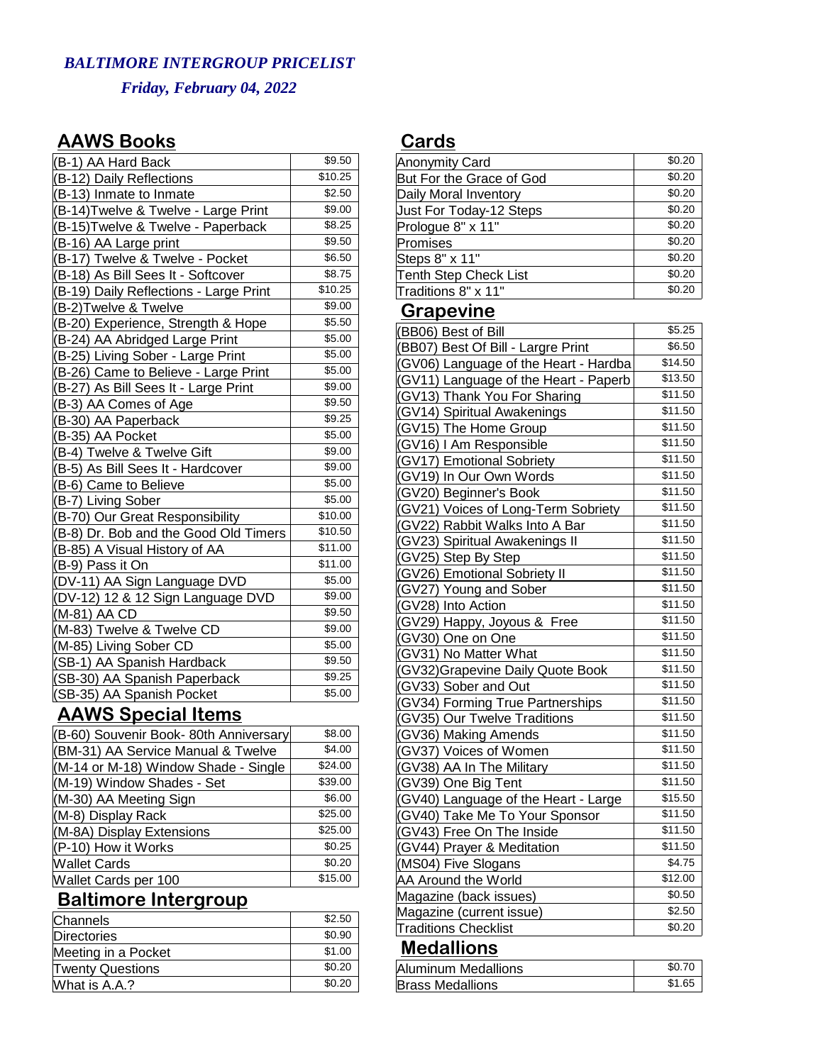# *BALTIMORE INTERGROUP PRICELIST*

***Friday, February 04, 2022***

## AAWS Books

| Item | Price |
|---|---|
| (B-1) AA Hard Back | $9.50 |
| (B-12) Daily Reflections | $10.25 |
| (B-13) Inmate to Inmate | $2.50 |
| (B-14)Twelve & Twelve - Large Print | $9.00 |
| (B-15)Twelve & Twelve - Paperback | $8.25 |
| (B-16) AA Large print | $9.50 |
| (B-17) Twelve & Twelve - Pocket | $6.50 |
| (B-18) As Bill Sees It - Softcover | $8.75 |
| (B-19) Daily Reflections - Large Print | $10.25 |
| (B-2)Twelve & Twelve | $9.00 |
| (B-20) Experience, Strength & Hope | $5.50 |
| (B-24) AA Abridged Large Print | $5.00 |
| (B-25) Living Sober - Large Print | $5.00 |
| (B-26) Came to Believe - Large Print | $5.00 |
| (B-27) As Bill Sees It - Large Print | $9.00 |
| (B-3) AA Comes of Age | $9.50 |
| (B-30) AA Paperback | $9.25 |
| (B-35) AA Pocket | $5.00 |
| (B-4) Twelve & Twelve Gift | $9.00 |
| (B-5) As Bill Sees It - Hardcover | $9.00 |
| (B-6) Came to Believe | $5.00 |
| (B-7) Living Sober | $5.00 |
| (B-70) Our Great Responsibility | $10.00 |
| (B-8) Dr. Bob and the Good Old Timers | $10.50 |
| (B-85) A Visual History of AA | $11.00 |
| (B-9) Pass it On | $11.00 |
| (DV-11) AA Sign Language DVD | $5.00 |
| (DV-12) 12 & 12 Sign Language DVD | $9.00 |
| (M-81) AA CD | $9.50 |
| (M-83) Twelve & Twelve CD | $9.00 |
| (M-85) Living Sober CD | $5.00 |
| (SB-1) AA Spanish Hardback | $9.50 |
| (SB-30) AA Spanish Paperback | $9.25 |
| (SB-35) AA Spanish Pocket | $5.00 |

## AAWS Special Items

| Item | Price |
|---|---|
| (B-60) Souvenir Book- 80th Anniversary | $8.00 |
| (BM-31) AA Service Manual & Twelve | $4.00 |
| (M-14 or M-18) Window Shade - Single | $24.00 |
| (M-19) Window Shades - Set | $39.00 |
| (M-30) AA Meeting Sign | $6.00 |
| (M-8) Display Rack | $25.00 |
| (M-8A) Display Extensions | $25.00 |
| (P-10) How it Works | $0.25 |
| Wallet Cards | $0.20 |
| Wallet Cards per 100 | $15.00 |

## Baltimore Intergroup

| Item | Price |
|---|---|
| Channels | $2.50 |
| Directories | $0.90 |
| Meeting in a Pocket | $1.00 |
| Twenty Questions | $0.20 |
| What is A.A.? | $0.20 |

## Cards

| Item | Price |
|---|---|
| Anonymity Card | $0.20 |
| But For the Grace of God | $0.20 |
| Daily Moral Inventory | $0.20 |
| Just For Today-12 Steps | $0.20 |
| Prologue 8" x 11" | $0.20 |
| Promises | $0.20 |
| Steps 8" x 11" | $0.20 |
| Tenth Step Check List | $0.20 |
| Traditions 8" x 11" | $0.20 |

## Grapevine

| Item | Price |
|---|---|
| (BB06) Best of Bill | $5.25 |
| (BB07) Best Of Bill - Largre Print | $6.50 |
| (GV06) Language of the Heart - Hardba | $14.50 |
| (GV11) Language of the Heart - Paperb | $13.50 |
| (GV13) Thank You For Sharing | $11.50 |
| (GV14) Spiritual Awakenings | $11.50 |
| (GV15) The Home Group | $11.50 |
| (GV16) I Am Responsible | $11.50 |
| (GV17) Emotional Sobriety | $11.50 |
| (GV19) In Our Own Words | $11.50 |
| (GV20) Beginner's Book | $11.50 |
| (GV21) Voices of Long-Term Sobriety | $11.50 |
| (GV22) Rabbit Walks Into A Bar | $11.50 |
| (GV23) Spiritual Awakenings II | $11.50 |
| (GV25) Step By Step | $11.50 |
| (GV26) Emotional Sobriety II | $11.50 |
| (GV27) Young and Sober | $11.50 |
| (GV28) Into Action | $11.50 |
| (GV29) Happy, Joyous & Free | $11.50 |
| (GV30) One on One | $11.50 |
| (GV31) No Matter What | $11.50 |
| (GV32)Grapevine Daily Quote Book | $11.50 |
| (GV33) Sober and Out | $11.50 |
| (GV34) Forming True Partnerships | $11.50 |
| (GV35) Our Twelve Traditions | $11.50 |
| (GV36) Making Amends | $11.50 |
| (GV37) Voices of Women | $11.50 |
| (GV38) AA In The Military | $11.50 |
| (GV39) One Big Tent | $11.50 |
| (GV40) Language of the Heart - Large | $15.50 |
| (GV40) Take Me To Your Sponsor | $11.50 |
| (GV43) Free On The Inside | $11.50 |
| (GV44) Prayer & Meditation | $11.50 |
| (MS04) Five Slogans | $4.75 |
| AA Around the World | $12.00 |
| Magazine (back issues) | $0.50 |
| Magazine (current issue) | $2.50 |
| Traditions Checklist | $0.20 |

## Medallions

| Item | Price |
|---|---|
| Aluminum Medallions | $0.70 |
| Brass Medallions | $1.65 |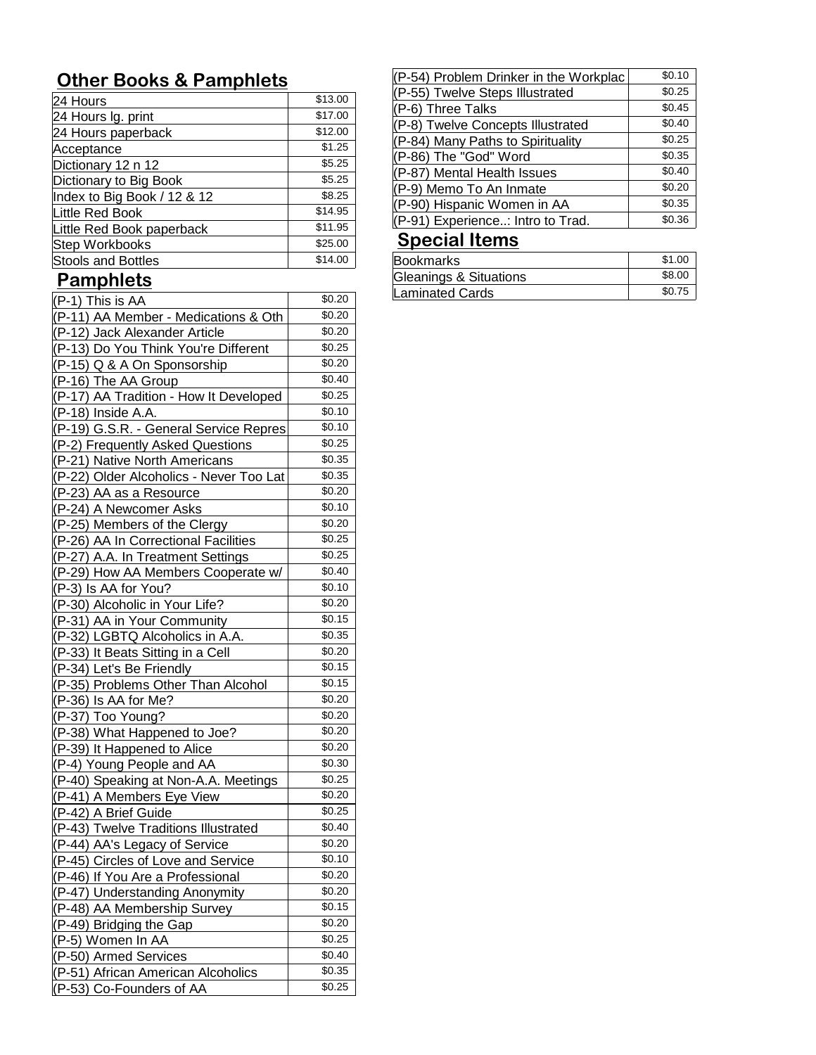## Other Books & Pamphlets

| | |
|---|---|
| 24 Hours | $13.00 |
| 24 Hours lg. print | $17.00 |
| 24 Hours paperback | $12.00 |
| Acceptance | $1.25 |
| Dictionary 12 n 12 | $5.25 |
| Dictionary to Big Book | $5.25 |
| Index to Big Book / 12 & 12 | $8.25 |
| Little Red Book | $14.95 |
| Little Red Book paperback | $11.95 |
| Step Workbooks | $25.00 |
| Stools and Bottles | $14.00 |

## Pamphlets

| | |
|---|---|
| (P-1) This is AA | $0.20 |
| (P-11) AA Member - Medications & Oth | $0.20 |
| (P-12) Jack Alexander Article | $0.20 |
| (P-13) Do You Think You're Different | $0.25 |
| (P-15) Q & A On Sponsorship | $0.20 |
| (P-16) The AA Group | $0.40 |
| (P-17) AA Tradition - How It Developed | $0.25 |
| (P-18) Inside A.A. | $0.10 |
| (P-19) G.S.R. - General Service Repres | $0.10 |
| (P-2) Frequently Asked Questions | $0.25 |
| (P-21) Native North Americans | $0.35 |
| (P-22) Older Alcoholics - Never Too Lat | $0.35 |
| (P-23) AA as a Resource | $0.20 |
| (P-24) A Newcomer Asks | $0.10 |
| (P-25) Members of the Clergy | $0.20 |
| (P-26) AA In Correctional Facilities | $0.25 |
| (P-27) A.A. In Treatment Settings | $0.25 |
| (P-29) How AA Members Cooperate w/ | $0.40 |
| (P-3) Is AA for You? | $0.10 |
| (P-30) Alcoholic in Your Life? | $0.20 |
| (P-31) AA in Your Community | $0.15 |
| (P-32) LGBTQ Alcoholics in A.A. | $0.35 |
| (P-33) It Beats Sitting in a Cell | $0.20 |
| (P-34) Let's Be Friendly | $0.15 |
| (P-35) Problems Other Than Alcohol | $0.15 |
| (P-36) Is AA for Me? | $0.20 |
| (P-37) Too Young? | $0.20 |
| (P-38) What Happened to Joe? | $0.20 |
| (P-39) It Happened to Alice | $0.20 |
| (P-4) Young People and AA | $0.30 |
| (P-40) Speaking at Non-A.A. Meetings | $0.25 |
| (P-41) A Members Eye View | $0.20 |
| (P-42) A Brief Guide | $0.25 |
| (P-43) Twelve Traditions Illustrated | $0.40 |
| (P-44) AA's Legacy of Service | $0.20 |
| (P-45) Circles of Love and Service | $0.10 |
| (P-46) If You Are a Professional | $0.20 |
| (P-47) Understanding Anonymity | $0.20 |
| (P-48) AA Membership Survey | $0.15 |
| (P-49) Bridging the Gap | $0.20 |
| (P-5) Women In AA | $0.25 |
| (P-50) Armed Services | $0.40 |
| (P-51) African American Alcoholics | $0.35 |
| (P-53) Co-Founders of AA | $0.25 |
| (P-54) Problem Drinker in the Workplac | $0.10 |
| (P-55) Twelve Steps Illustrated | $0.25 |
| (P-6) Three Talks | $0.45 |
| (P-8) Twelve Concepts Illustrated | $0.40 |
| (P-84) Many Paths to Spirituality | $0.25 |
| (P-86) The "God" Word | $0.35 |
| (P-87) Mental Health Issues | $0.40 |
| (P-9) Memo To An Inmate | $0.20 |
| (P-90) Hispanic Women in AA | $0.35 |
| (P-91) Experience..: Intro to Trad. | $0.36 |

## Special Items

| | |
|---|---|
| Bookmarks | $1.00 |
| Gleanings & Situations | $8.00 |
| Laminated Cards | $0.75 |